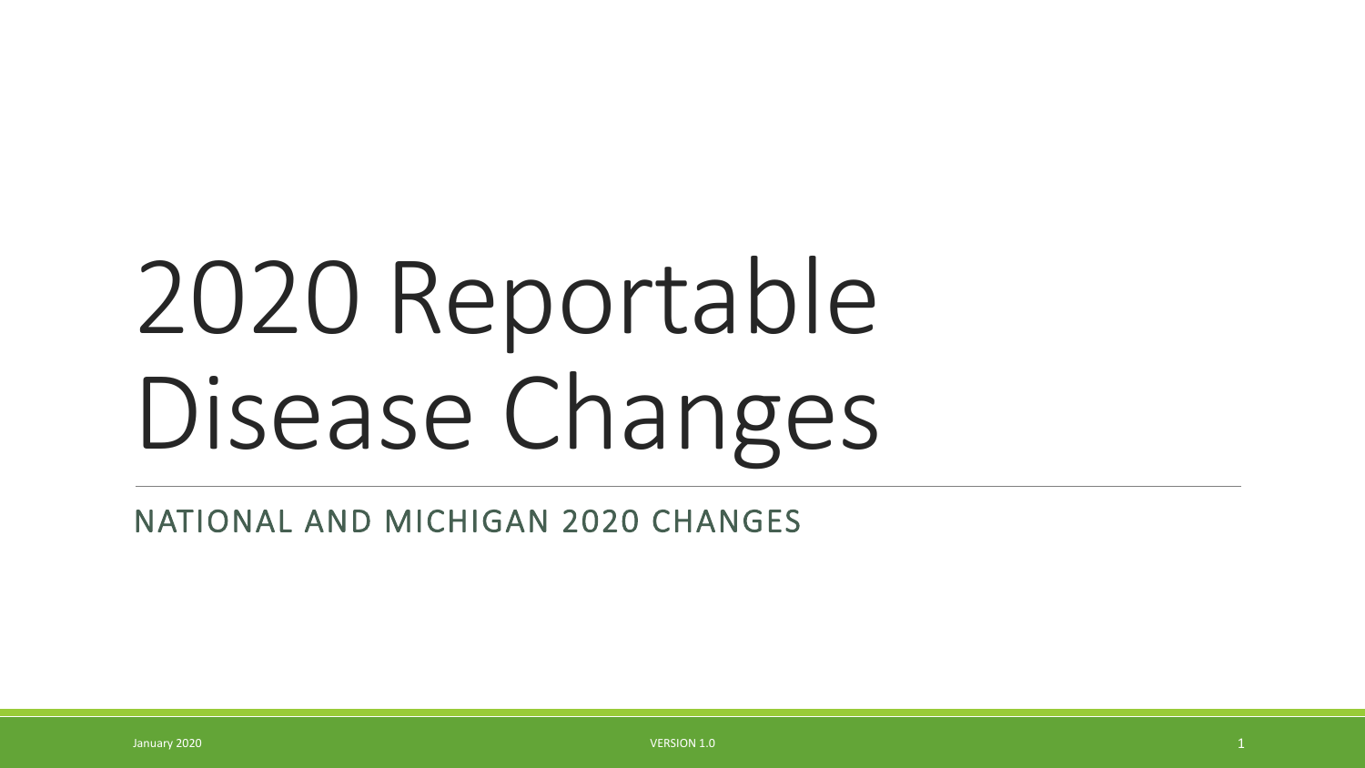# 2020 Reportable Disease Changes

## NATIONAL AND MICHIGAN 2020 CHANGES

January 2020

VERSION 1.0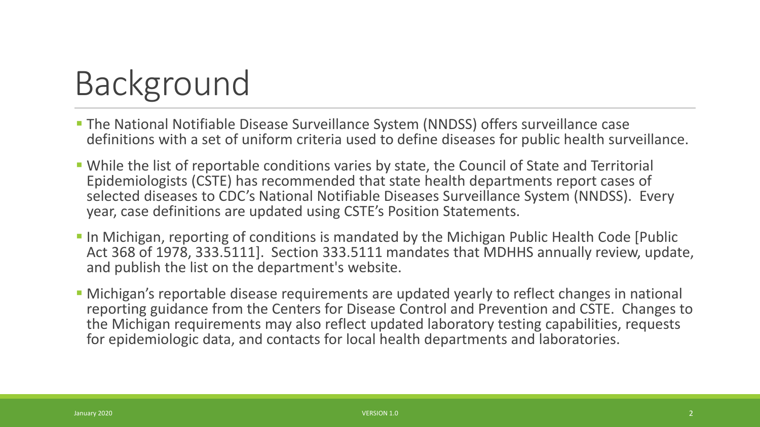# Background

- The National Notifiable Disease Surveillance System (NNDSS) offers surveillance case definitions with a set of uniform criteria used to define diseases for public health surveillance.
- While the list of reportable conditions varies by state, the Council of State and Territorial Epidemiologists (CSTE) has recommended that state health departments report cases of selected diseases to CDC's National Notifiable Diseases Surveillance System (NNDSS). Every year, case definitions are updated using CSTE's Position Statements.
- In Michigan, reporting of conditions is mandated by the Michigan Public Health Code [Public Act 368 of 1978, 333.5111]. Section 333.5111 mandates that MDHHS annually review, update, and publish the list on the department's website.
- Michigan's reportable disease requirements are updated yearly to reflect changes in national reporting guidance from the Centers for Disease Control and Prevention and CSTE. Changes to the Michigan requirements may also reflect updated laboratory testing capabilities, requests for epidemiologic data, and contacts for local health departments and laboratories.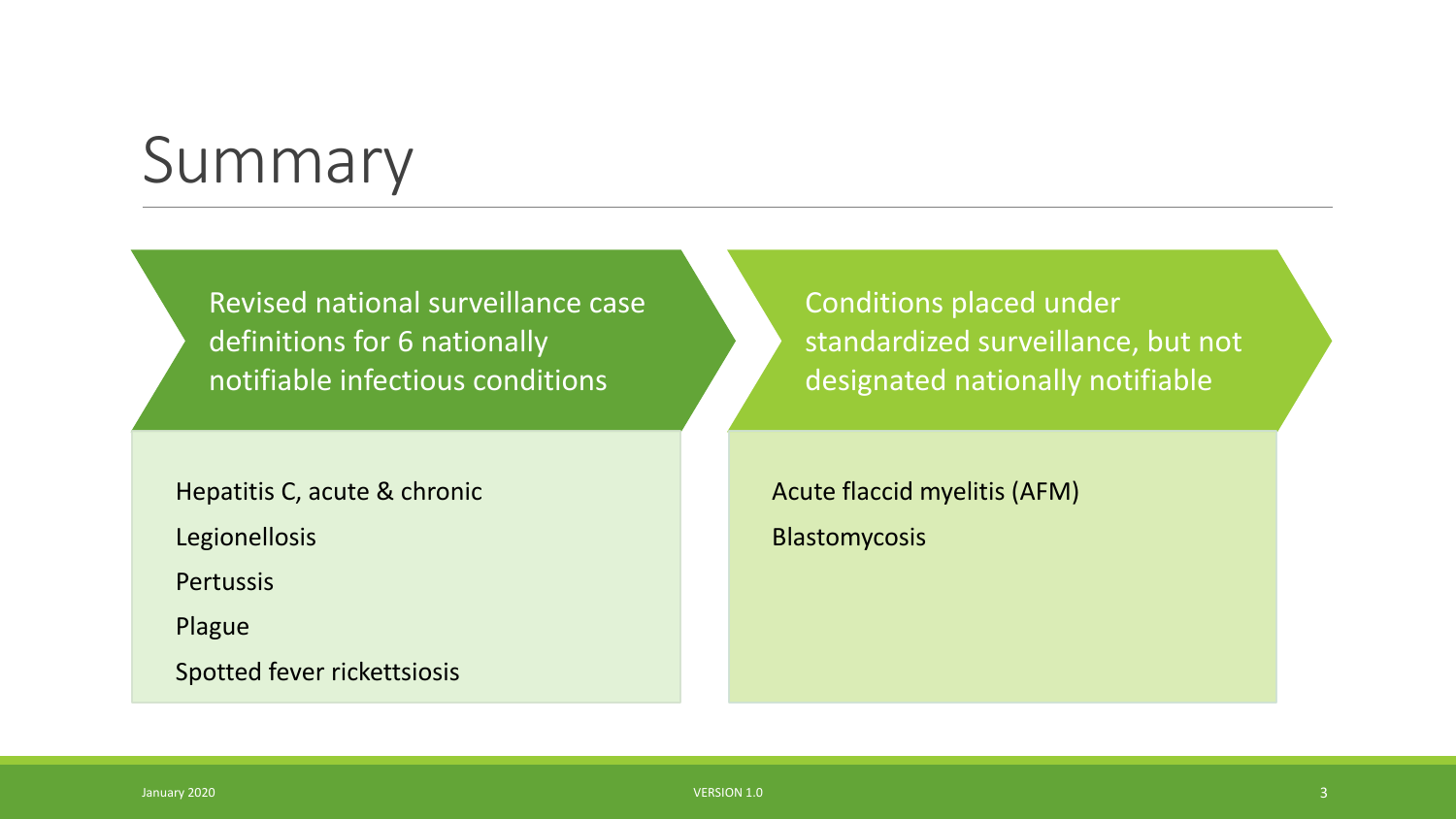# Summary

## Revised national surveillance case definitions for 6 nationally notifiable infectious conditions

- Hepatitis C, acute & chronic
- Legionellosis
- Pertussis
- Plague
- Spotted fever rickettsiosis

## Conditions placed under standardized surveillance, but not designated nationally notifiable

- Acute flaccid myelitis (AFM)
- Blastomycosis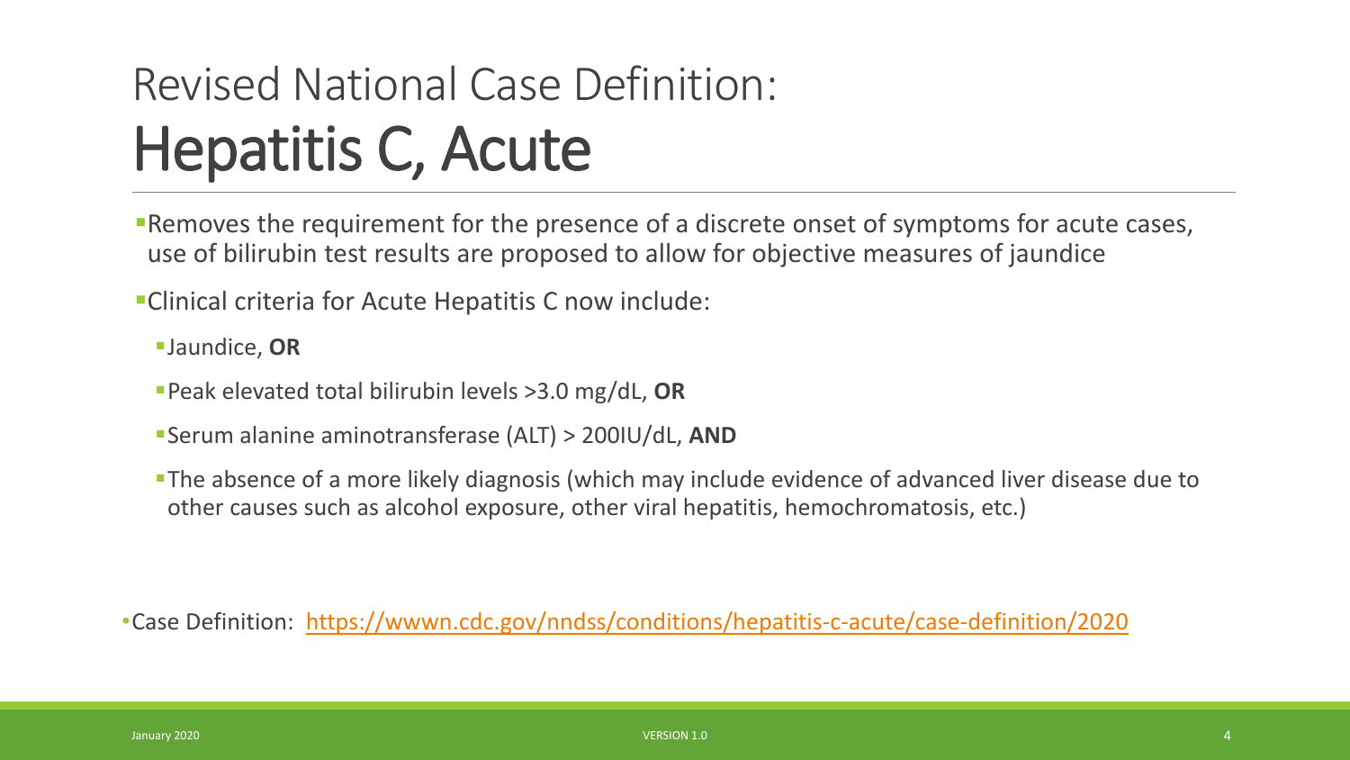# Revised National Case Definition: Hepatitis C, Acute

- Removes the requirement for the presence of a discrete onset of symptoms for acute cases, use of bilirubin test results are proposed to allow for objective measures of jaundice
- Clinical criteria for Acute Hepatitis C now include:
  - Jaundice, **OR**
  - Peak elevated total bilirubin levels >3.0 mg/dL, **OR**
  - Serum alanine aminotransferase (ALT) > 200IU/dL, **AND**
  - The absence of a more likely diagnosis (which may include evidence of advanced liver disease due to other causes such as alcohol exposure, other viral hepatitis, hemochromatosis, etc.)

- Case Definition: [https://wwwn.cdc.gov/nndss/conditions/hepatitis-c-acute/case-definition/2020](https://wwwn.cdc.gov/nndss/conditions/hepatitis-c-acute/case-definition/2020)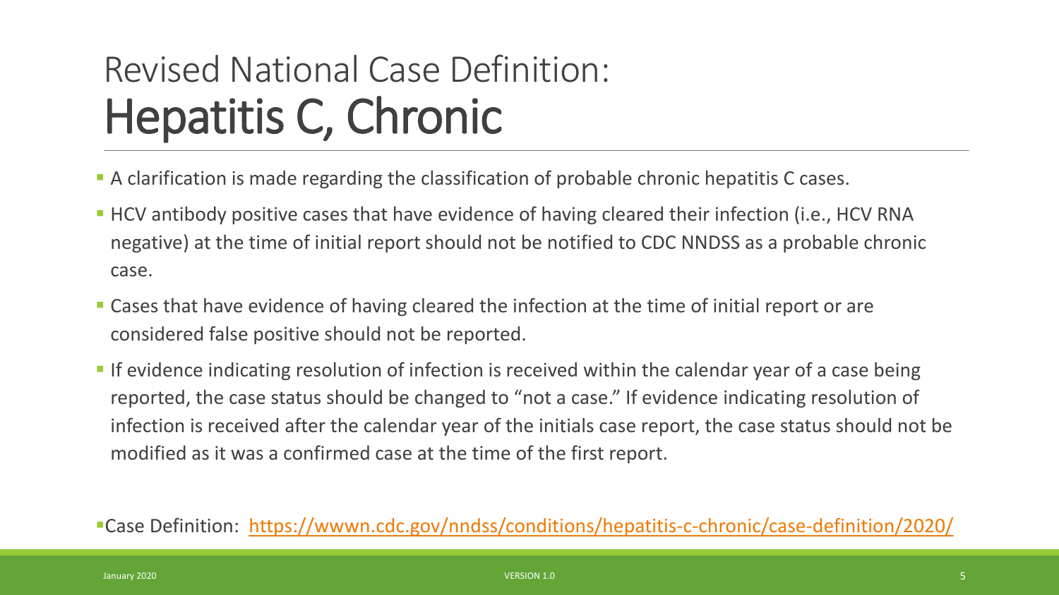# Revised National Case Definition: Hepatitis C, Chronic

- A clarification is made regarding the classification of probable chronic hepatitis C cases.
- HCV antibody positive cases that have evidence of having cleared their infection (i.e., HCV RNA negative) at the time of initial report should not be notified to CDC NNDSS as a probable chronic case.
- Cases that have evidence of having cleared the infection at the time of initial report or are considered false positive should not be reported.
- If evidence indicating resolution of infection is received within the calendar year of a case being reported, the case status should be changed to "not a case." If evidence indicating resolution of infection is received after the calendar year of the initials case report, the case status should not be modified as it was a confirmed case at the time of the first report.

- Case Definition: [https://wwwn.cdc.gov/nndss/conditions/hepatitis-c-chronic/case-definition/2020/](https://wwwn.cdc.gov/nndss/conditions/hepatitis-c-chronic/case-definition/2020/)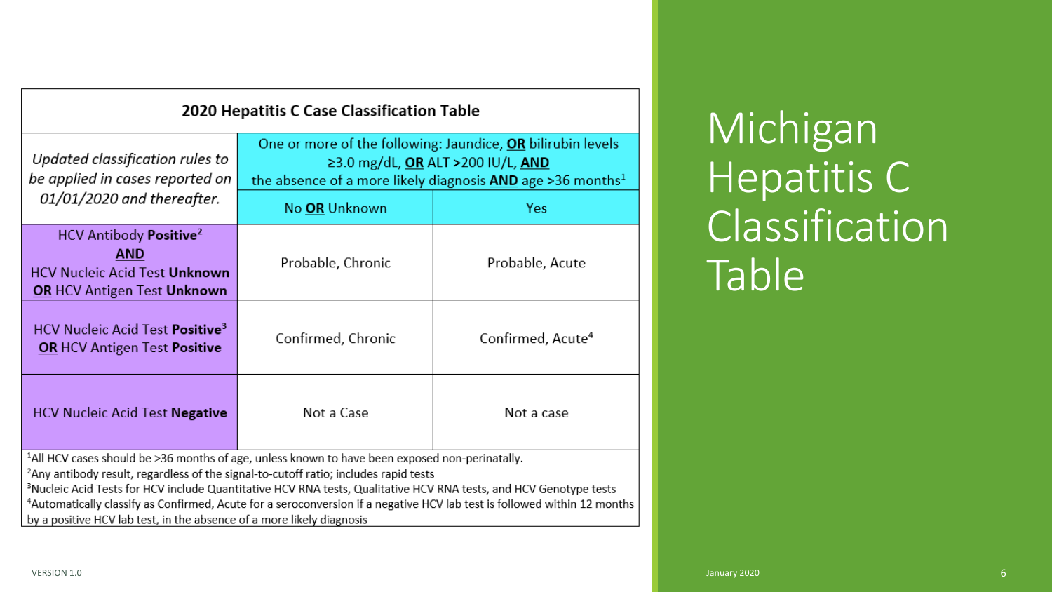# Michigan Hepatitis C Classification Table

| 2020 Hepatitis C Case Classification Table | | |
|---|---|---|
| *Updated classification rules to be applied in cases reported on 01/01/2020 and thereafter.* | One or more of the following: Jaundice, **OR** bilirubin levels ≥3.0 mg/dL, **OR** ALT >200 IU/L, **AND** the absence of a more likely diagnosis **AND** age >36 months[1] | |
| | No **OR** Unknown | Yes |
| HCV Antibody **Positive**[2] **AND** HCV Nucleic Acid Test **Unknown** **OR** HCV Antigen Test **Unknown** | Probable, Chronic | Probable, Acute |
| HCV Nucleic Acid Test **Positive**[3] **OR** HCV Antigen Test **Positive** | Confirmed, Chronic | Confirmed, Acute[4] |
| HCV Nucleic Acid Test **Negative** | Not a Case | Not a case |

[1]All HCV cases should be >36 months of age, unless known to have been exposed non-perinatally.
[2]Any antibody result, regardless of the signal-to-cutoff ratio; includes rapid tests
[3]Nucleic Acid Tests for HCV include Quantitative HCV RNA tests, Qualitative HCV RNA tests, and HCV Genotype tests
[4]Automatically classify as Confirmed, Acute for a seroconversion if a negative HCV lab test is followed within 12 months by a positive HCV lab test, in the absence of a more likely diagnosis

VERSION 1.0

January 2020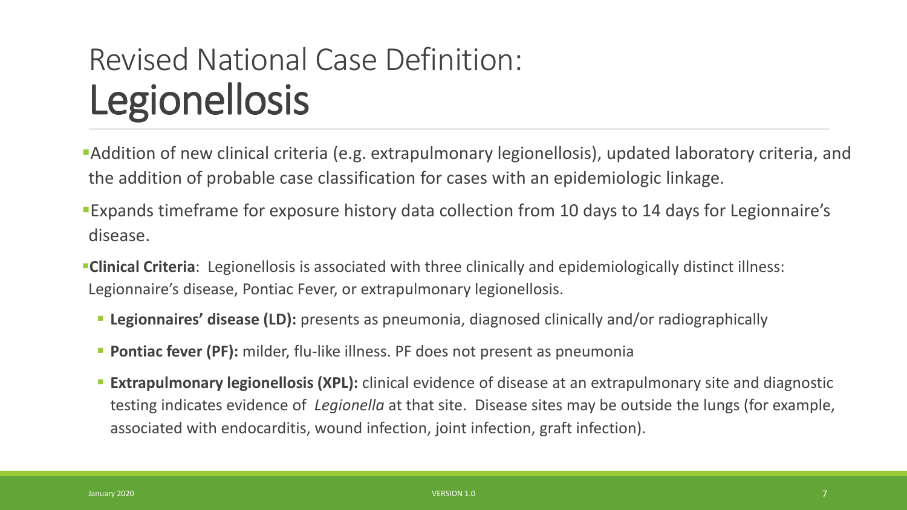# Revised National Case Definition: Legionellosis

- Addition of new clinical criteria (e.g. extrapulmonary legionellosis), updated laboratory criteria, and the addition of probable case classification for cases with an epidemiologic linkage.
- Expands timeframe for exposure history data collection from 10 days to 14 days for Legionnaire's disease.
- **Clinical Criteria**: Legionellosis is associated with three clinically and epidemiologically distinct illness: Legionnaire's disease, Pontiac Fever, or extrapulmonary legionellosis.
  - **Legionnaires' disease (LD):** presents as pneumonia, diagnosed clinically and/or radiographically
  - **Pontiac fever (PF):** milder, flu-like illness. PF does not present as pneumonia
  - **Extrapulmonary legionellosis (XPL):** clinical evidence of disease at an extrapulmonary site and diagnostic testing indicates evidence of *Legionella* at that site. Disease sites may be outside the lungs (for example, associated with endocarditis, wound infection, joint infection, graft infection).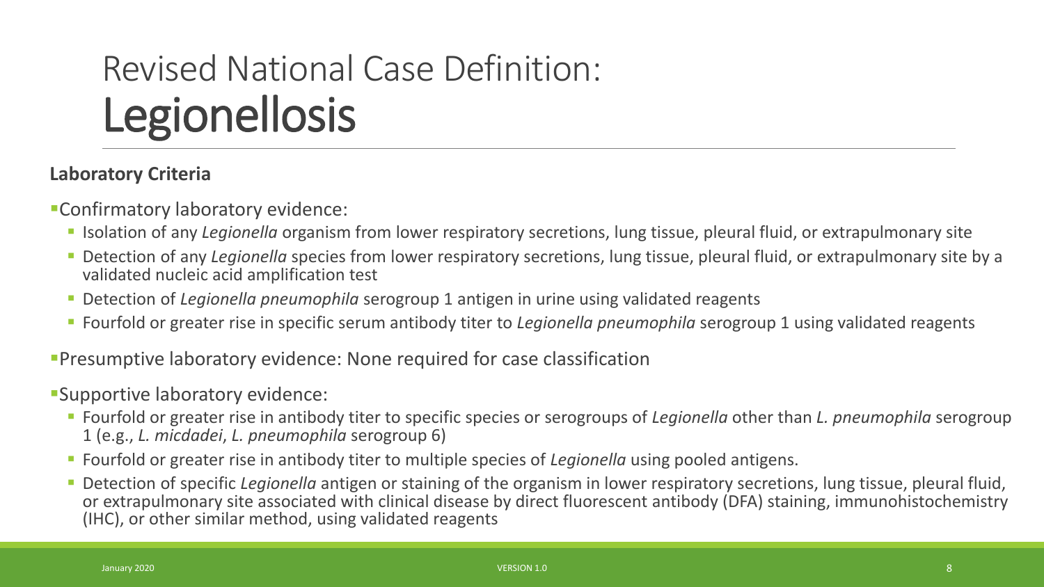# Revised National Case Definition: Legionellosis

**Laboratory Criteria**

- Confirmatory laboratory evidence:
  - Isolation of any *Legionella* organism from lower respiratory secretions, lung tissue, pleural fluid, or extrapulmonary site
  - Detection of any *Legionella* species from lower respiratory secretions, lung tissue, pleural fluid, or extrapulmonary site by a validated nucleic acid amplification test
  - Detection of *Legionella pneumophila* serogroup 1 antigen in urine using validated reagents
  - Fourfold or greater rise in specific serum antibody titer to *Legionella pneumophila* serogroup 1 using validated reagents
- Presumptive laboratory evidence: None required for case classification
- Supportive laboratory evidence:
  - Fourfold or greater rise in antibody titer to specific species or serogroups of *Legionella* other than *L. pneumophila* serogroup 1 (e.g., *L. micdadei*, *L. pneumophila* serogroup 6)
  - Fourfold or greater rise in antibody titer to multiple species of *Legionella* using pooled antigens.
  - Detection of specific *Legionella* antigen or staining of the organism in lower respiratory secretions, lung tissue, pleural fluid, or extrapulmonary site associated with clinical disease by direct fluorescent antibody (DFA) staining, immunohistochemistry (IHC), or other similar method, using validated reagents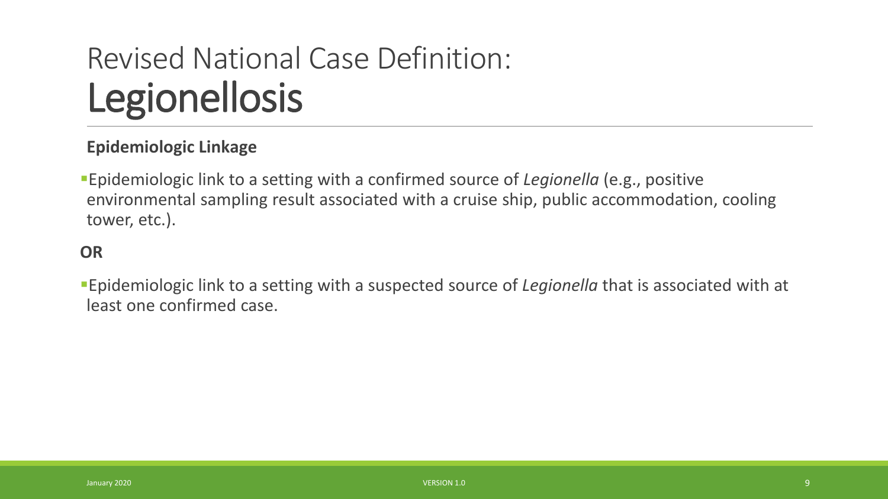# Revised National Case Definition: Legionellosis

**Epidemiologic Linkage**

- Epidemiologic link to a setting with a confirmed source of *Legionella* (e.g., positive environmental sampling result associated with a cruise ship, public accommodation, cooling tower, etc.).

**OR**

- Epidemiologic link to a setting with a suspected source of *Legionella* that is associated with at least one confirmed case.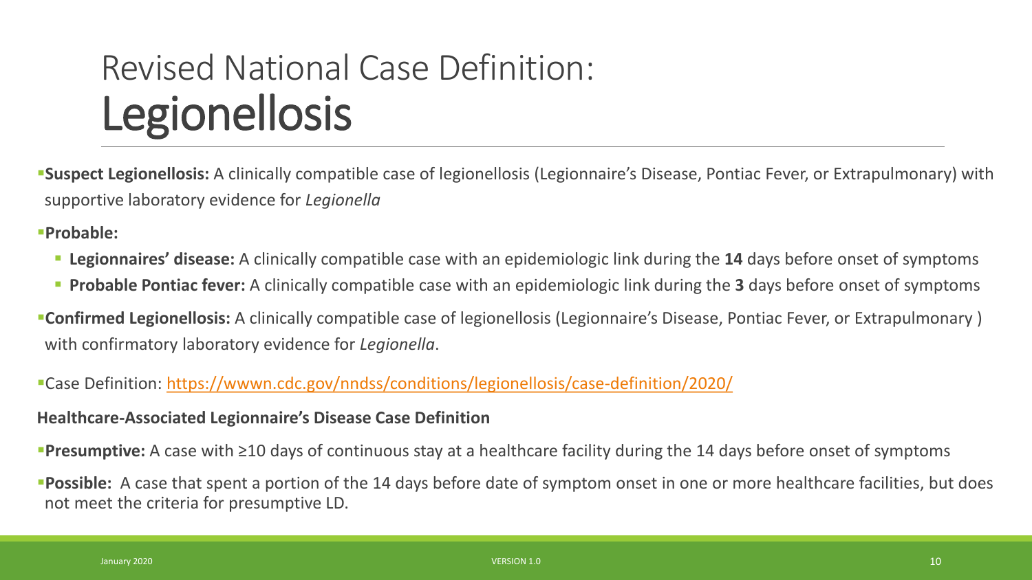# Revised National Case Definition: Legionellosis

- **Suspect Legionellosis:** A clinically compatible case of legionellosis (Legionnaire's Disease, Pontiac Fever, or Extrapulmonary) with supportive laboratory evidence for *Legionella*
- **Probable:**
  - **Legionnaires' disease:** A clinically compatible case with an epidemiologic link during the **14** days before onset of symptoms
  - **Probable Pontiac fever:** A clinically compatible case with an epidemiologic link during the **3** days before onset of symptoms
- **Confirmed Legionellosis:** A clinically compatible case of legionellosis (Legionnaire's Disease, Pontiac Fever, or Extrapulmonary ) with confirmatory laboratory evidence for *Legionella*.
- Case Definition: [https://wwwn.cdc.gov/nndss/conditions/legionellosis/case-definition/2020/](https://wwwn.cdc.gov/nndss/conditions/legionellosis/case-definition/2020/)

**Healthcare-Associated Legionnaire's Disease Case Definition**

- **Presumptive:** A case with ≥10 days of continuous stay at a healthcare facility during the 14 days before onset of symptoms
- **Possible:** A case that spent a portion of the 14 days before date of symptom onset in one or more healthcare facilities, but does not meet the criteria for presumptive LD.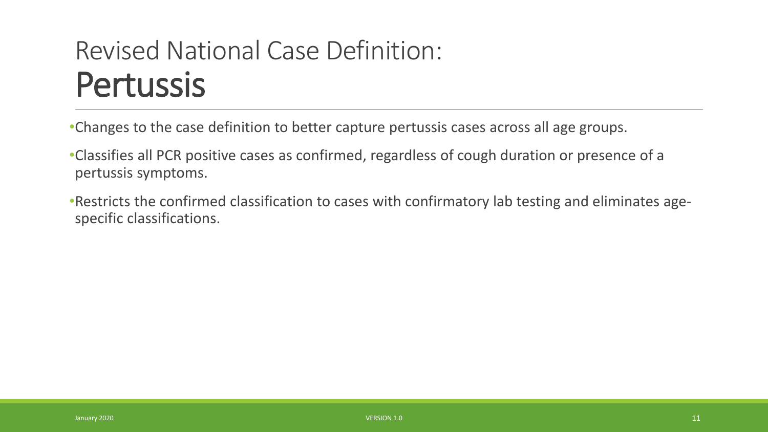# Revised National Case Definition: Pertussis

- Changes to the case definition to better capture pertussis cases across all age groups.
- Classifies all PCR positive cases as confirmed, regardless of cough duration or presence of a pertussis symptoms.
- Restricts the confirmed classification to cases with confirmatory lab testing and eliminates age-specific classifications.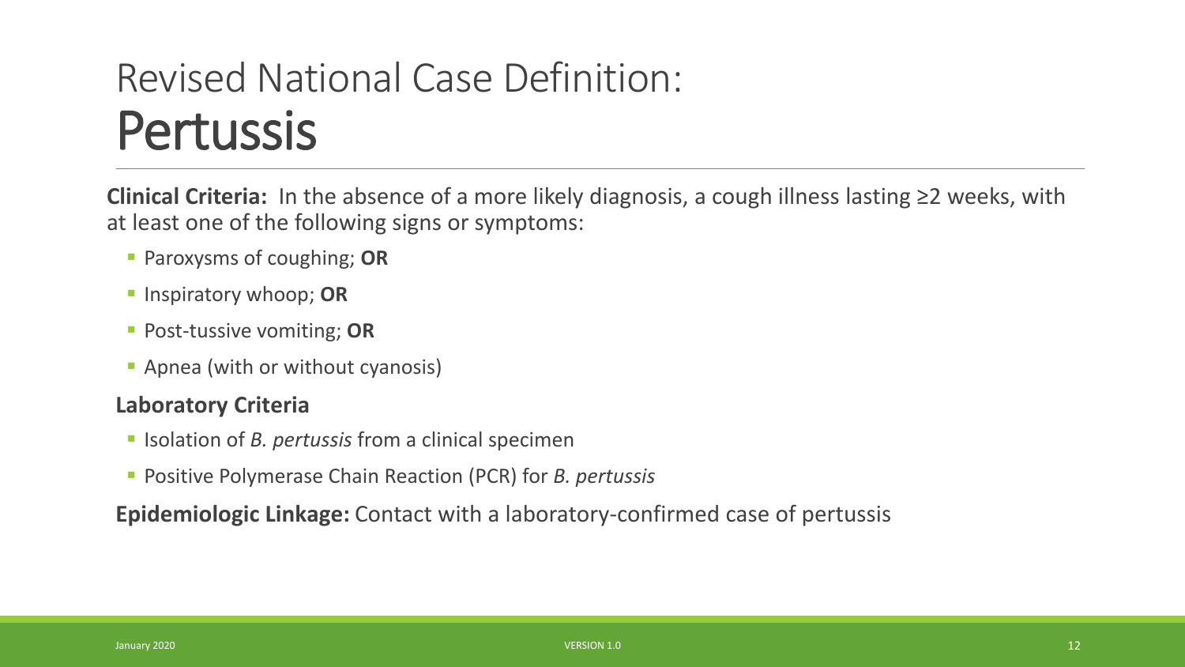# Revised National Case Definition: Pertussis

**Clinical Criteria:** In the absence of a more likely diagnosis, a cough illness lasting ≥2 weeks, with at least one of the following signs or symptoms:

- Paroxysms of coughing; **OR**
- Inspiratory whoop; **OR**
- Post-tussive vomiting; **OR**
- Apnea (with or without cyanosis)

**Laboratory Criteria**

- Isolation of *B. pertussis* from a clinical specimen
- Positive Polymerase Chain Reaction (PCR) for *B. pertussis*

**Epidemiologic Linkage:** Contact with a laboratory-confirmed case of pertussis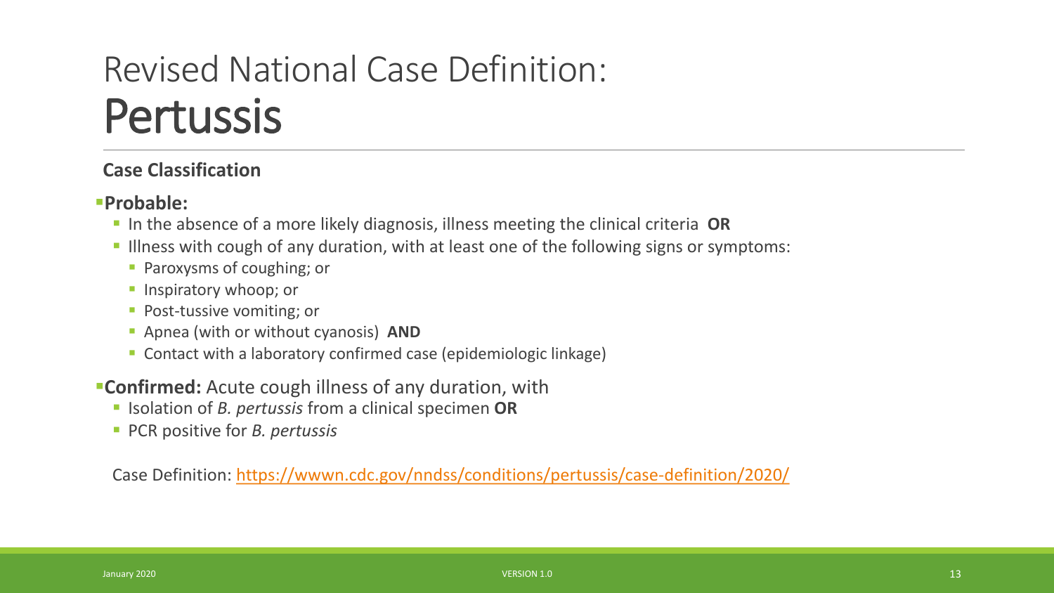# Revised National Case Definition: Pertussis

**Case Classification**

- **Probable:**
  - In the absence of a more likely diagnosis, illness meeting the clinical criteria **OR**
  - Illness with cough of any duration, with at least one of the following signs or symptoms:
    - Paroxysms of coughing; or
    - Inspiratory whoop; or
    - Post-tussive vomiting; or
    - Apnea (with or without cyanosis) **AND**
    - Contact with a laboratory confirmed case (epidemiologic linkage)
- **Confirmed:** Acute cough illness of any duration, with
  - Isolation of *B. pertussis* from a clinical specimen **OR**
  - PCR positive for *B. pertussis*

Case Definition: [https://wwwn.cdc.gov/nndss/conditions/pertussis/case-definition/2020/](https://wwwn.cdc.gov/nndss/conditions/pertussis/case-definition/2020/)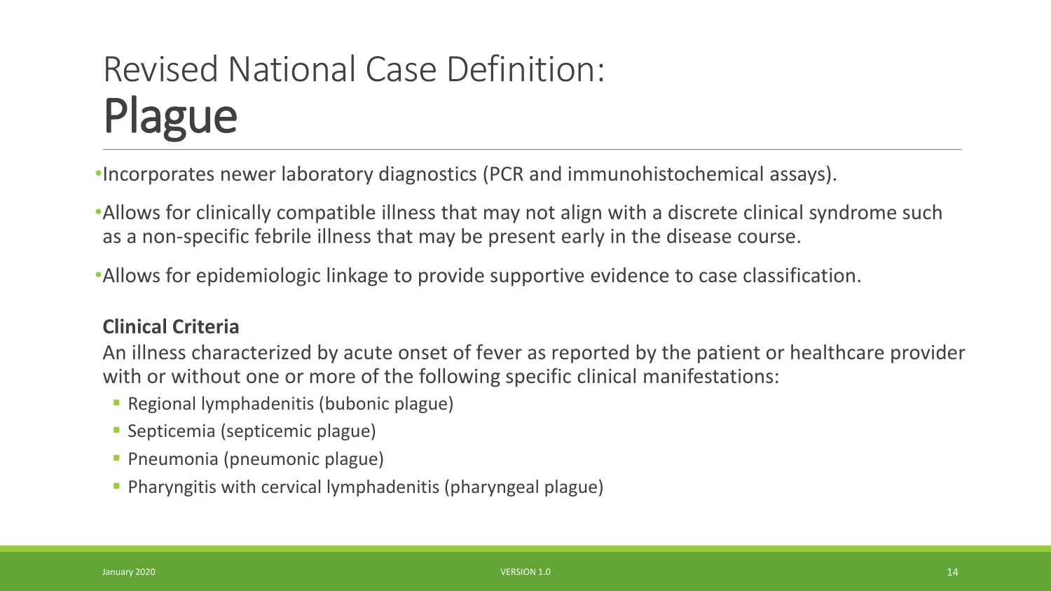# Revised National Case Definition: Plague

- Incorporates newer laboratory diagnostics (PCR and immunohistochemical assays).
- Allows for clinically compatible illness that may not align with a discrete clinical syndrome such as a non-specific febrile illness that may be present early in the disease course.
- Allows for epidemiologic linkage to provide supportive evidence to case classification.

**Clinical Criteria**

An illness characterized by acute onset of fever as reported by the patient or healthcare provider with or without one or more of the following specific clinical manifestations:

- Regional lymphadenitis (bubonic plague)
- Septicemia (septicemic plague)
- Pneumonia (pneumonic plague)
- Pharyngitis with cervical lymphadenitis (pharyngeal plague)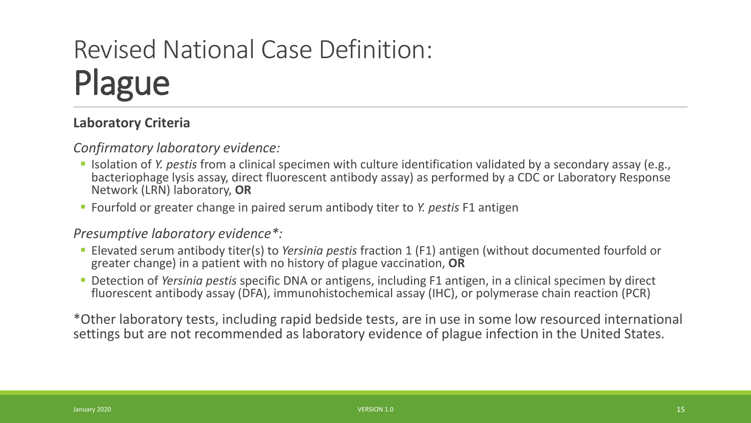# Revised National Case Definition: Plague

**Laboratory Criteria**

*Confirmatory laboratory evidence:*

- Isolation of *Y. pestis* from a clinical specimen with culture identification validated by a secondary assay (e.g., bacteriophage lysis assay, direct fluorescent antibody assay) as performed by a CDC or Laboratory Response Network (LRN) laboratory, **OR**
- Fourfold or greater change in paired serum antibody titer to *Y. pestis* F1 antigen

*Presumptive laboratory evidence*:*

- Elevated serum antibody titer(s) to *Yersinia pestis* fraction 1 (F1) antigen (without documented fourfold or greater change) in a patient with no history of plague vaccination, **OR**
- Detection of *Yersinia pestis* specific DNA or antigens, including F1 antigen, in a clinical specimen by direct fluorescent antibody assay (DFA), immunohistochemical assay (IHC), or polymerase chain reaction (PCR)

*Other laboratory tests, including rapid bedside tests, are in use in some low resourced international settings but are not recommended as laboratory evidence of plague infection in the United States.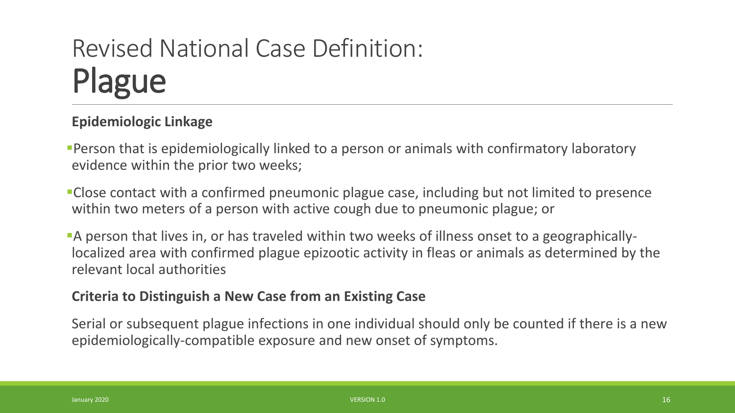# Revised National Case Definition: Plague

**Epidemiologic Linkage**

- Person that is epidemiologically linked to a person or animals with confirmatory laboratory evidence within the prior two weeks;
- Close contact with a confirmed pneumonic plague case, including but not limited to presence within two meters of a person with active cough due to pneumonic plague; or
- A person that lives in, or has traveled within two weeks of illness onset to a geographically-localized area with confirmed plague epizootic activity in fleas or animals as determined by the relevant local authorities

**Criteria to Distinguish a New Case from an Existing Case**

Serial or subsequent plague infections in one individual should only be counted if there is a new epidemiologically-compatible exposure and new onset of symptoms.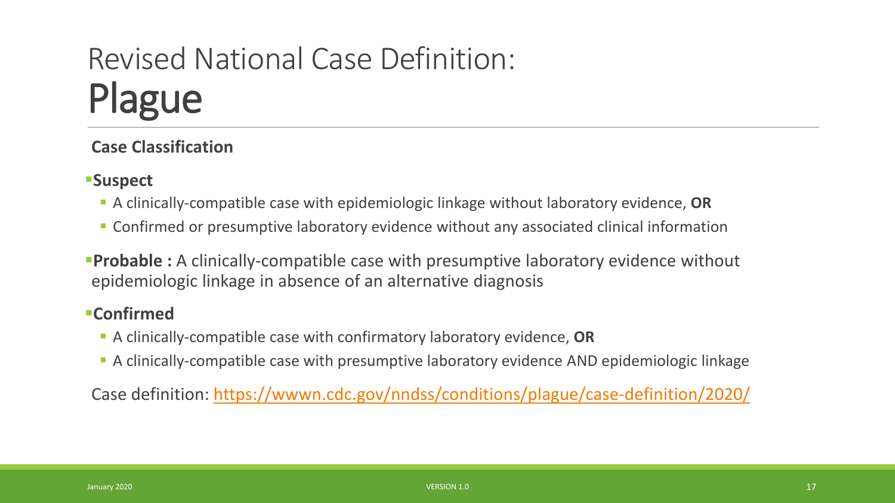# Revised National Case Definition: Plague

**Case Classification**

- **Suspect**
  - A clinically-compatible case with epidemiologic linkage without laboratory evidence, **OR**
  - Confirmed or presumptive laboratory evidence without any associated clinical information
- **Probable :** A clinically-compatible case with presumptive laboratory evidence without epidemiologic linkage in absence of an alternative diagnosis
- **Confirmed**
  - A clinically-compatible case with confirmatory laboratory evidence, **OR**
  - A clinically-compatible case with presumptive laboratory evidence AND epidemiologic linkage

Case definition: https://wwwn.cdc.gov/nndss/conditions/plague/case-definition/2020/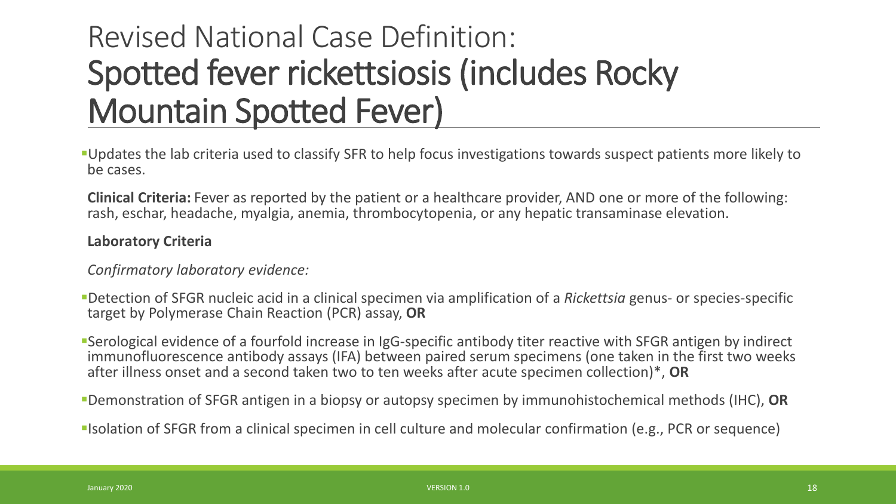# Revised National Case Definition: Spotted fever rickettsiosis (includes Rocky Mountain Spotted Fever)

- Updates the lab criteria used to classify SFR to help focus investigations towards suspect patients more likely to be cases.

**Clinical Criteria:** Fever as reported by the patient or a healthcare provider, AND one or more of the following: rash, eschar, headache, myalgia, anemia, thrombocytopenia, or any hepatic transaminase elevation.

**Laboratory Criteria**

*Confirmatory laboratory evidence:*

- Detection of SFGR nucleic acid in a clinical specimen via amplification of a *Rickettsia* genus- or species-specific target by Polymerase Chain Reaction (PCR) assay, **OR**
- Serological evidence of a fourfold increase in IgG-specific antibody titer reactive with SFGR antigen by indirect immunofluorescence antibody assays (IFA) between paired serum specimens (one taken in the first two weeks after illness onset and a second taken two to ten weeks after acute specimen collection)*, **OR**
- Demonstration of SFGR antigen in a biopsy or autopsy specimen by immunohistochemical methods (IHC), **OR**
- Isolation of SFGR from a clinical specimen in cell culture and molecular confirmation (e.g., PCR or sequence)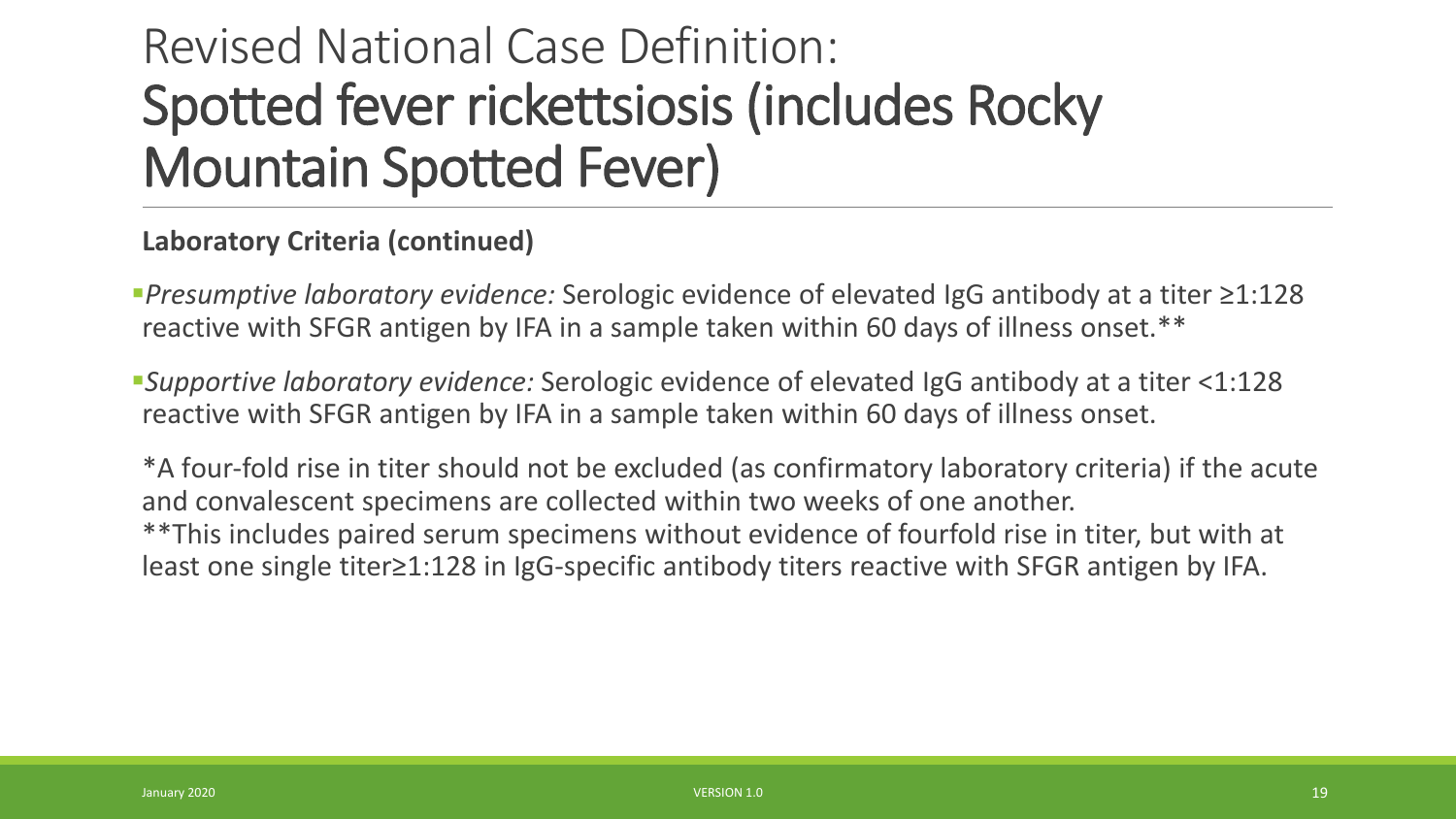# Revised National Case Definition: Spotted fever rickettsiosis (includes Rocky Mountain Spotted Fever)

**Laboratory Criteria (continued)**

- *Presumptive laboratory evidence:* Serologic evidence of elevated IgG antibody at a titer ≥1:128 reactive with SFGR antigen by IFA in a sample taken within 60 days of illness onset.**
- *Supportive laboratory evidence:* Serologic evidence of elevated IgG antibody at a titer <1:128 reactive with SFGR antigen by IFA in a sample taken within 60 days of illness onset.

*A four-fold rise in titer should not be excluded (as confirmatory laboratory criteria) if the acute and convalescent specimens are collected within two weeks of one another.
**This includes paired serum specimens without evidence of fourfold rise in titer, but with at least one single titer≥1:128 in IgG-specific antibody titers reactive with SFGR antigen by IFA.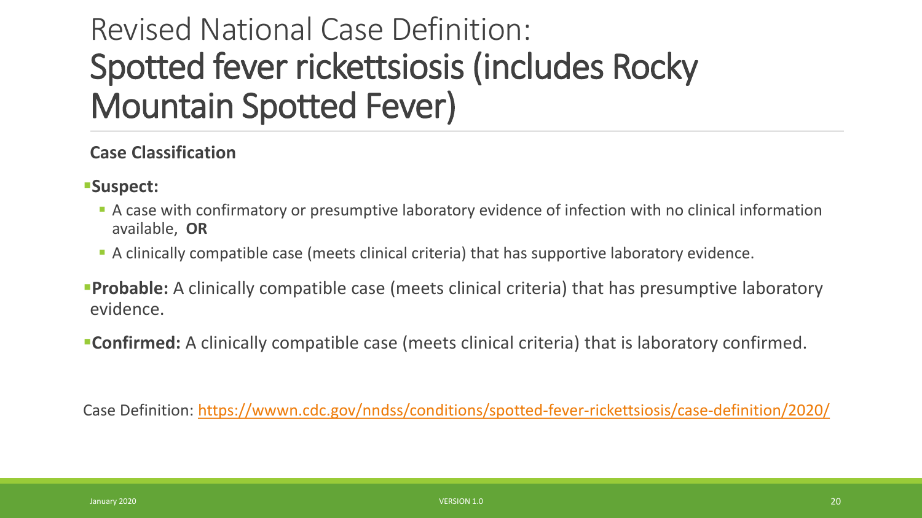# Revised National Case Definition: Spotted fever rickettsiosis (includes Rocky Mountain Spotted Fever)

**Case Classification**

- **Suspect:**
  - A case with confirmatory or presumptive laboratory evidence of infection with no clinical information available, **OR**
  - A clinically compatible case (meets clinical criteria) that has supportive laboratory evidence.
- **Probable:** A clinically compatible case (meets clinical criteria) that has presumptive laboratory evidence.
- **Confirmed:** A clinically compatible case (meets clinical criteria) that is laboratory confirmed.

Case Definition: [https://wwwn.cdc.gov/nndss/conditions/spotted-fever-rickettsiosis/case-definition/2020/](https://wwwn.cdc.gov/nndss/conditions/spotted-fever-rickettsiosis/case-definition/2020/)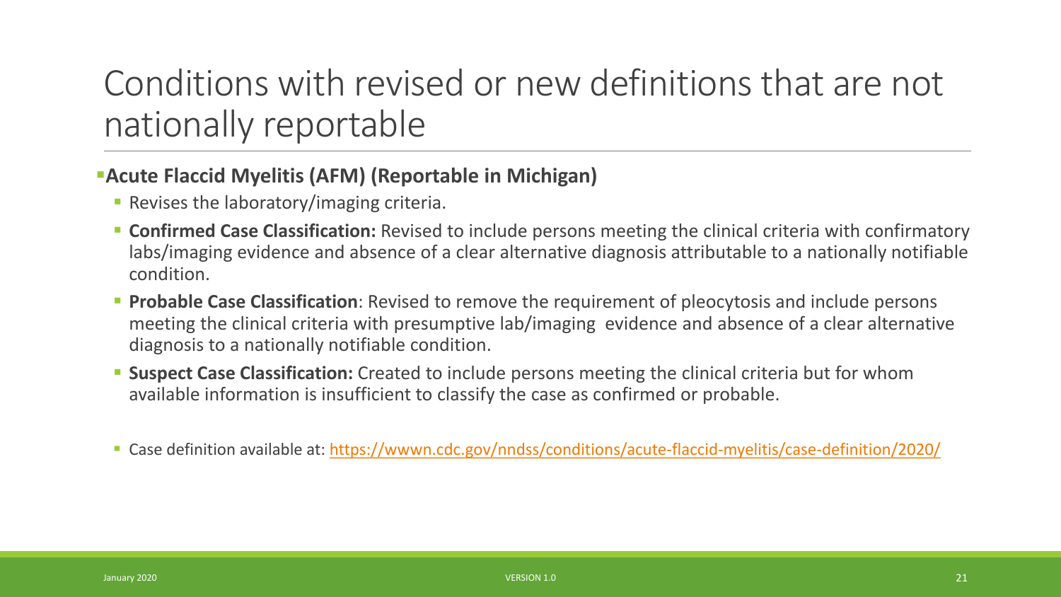# Conditions with revised or new definitions that are not nationally reportable

- **Acute Flaccid Myelitis (AFM) (Reportable in Michigan)**
  - Revises the laboratory/imaging criteria.
  - **Confirmed Case Classification:** Revised to include persons meeting the clinical criteria with confirmatory labs/imaging evidence and absence of a clear alternative diagnosis attributable to a nationally notifiable condition.
  - **Probable Case Classification**: Revised to remove the requirement of pleocytosis and include persons meeting the clinical criteria with presumptive lab/imaging evidence and absence of a clear alternative diagnosis to a nationally notifiable condition.
  - **Suspect Case Classification:** Created to include persons meeting the clinical criteria but for whom available information is insufficient to classify the case as confirmed or probable.

  - Case definition available at: https://wwwn.cdc.gov/nndss/conditions/acute-flaccid-myelitis/case-definition/2020/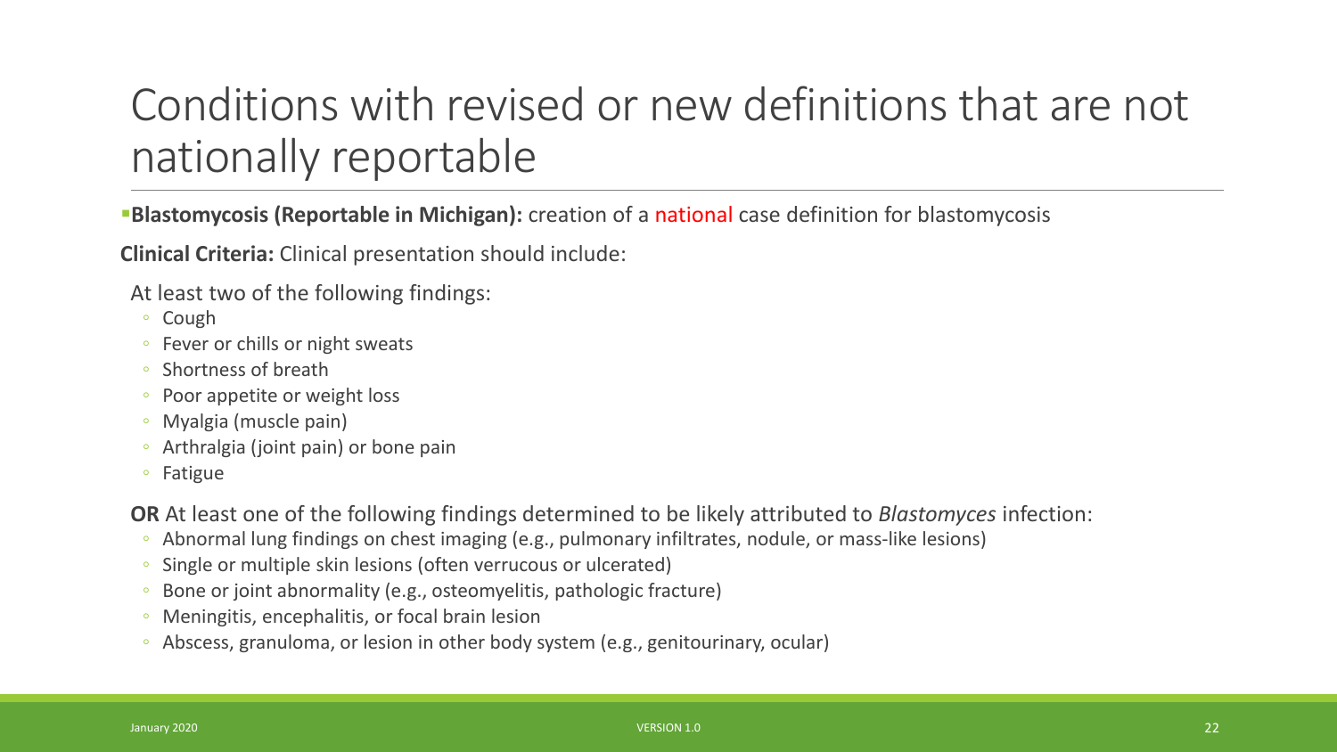# Conditions with revised or new definitions that are not nationally reportable

- **Blastomycosis (Reportable in Michigan):** creation of a national case definition for blastomycosis

**Clinical Criteria:** Clinical presentation should include:

At least two of the following findings:

- Cough
- Fever or chills or night sweats
- Shortness of breath
- Poor appetite or weight loss
- Myalgia (muscle pain)
- Arthralgia (joint pain) or bone pain
- Fatigue

**OR** At least one of the following findings determined to be likely attributed to *Blastomyces* infection:

- Abnormal lung findings on chest imaging (e.g., pulmonary infiltrates, nodule, or mass-like lesions)
- Single or multiple skin lesions (often verrucous or ulcerated)
- Bone or joint abnormality (e.g., osteomyelitis, pathologic fracture)
- Meningitis, encephalitis, or focal brain lesion
- Abscess, granuloma, or lesion in other body system (e.g., genitourinary, ocular)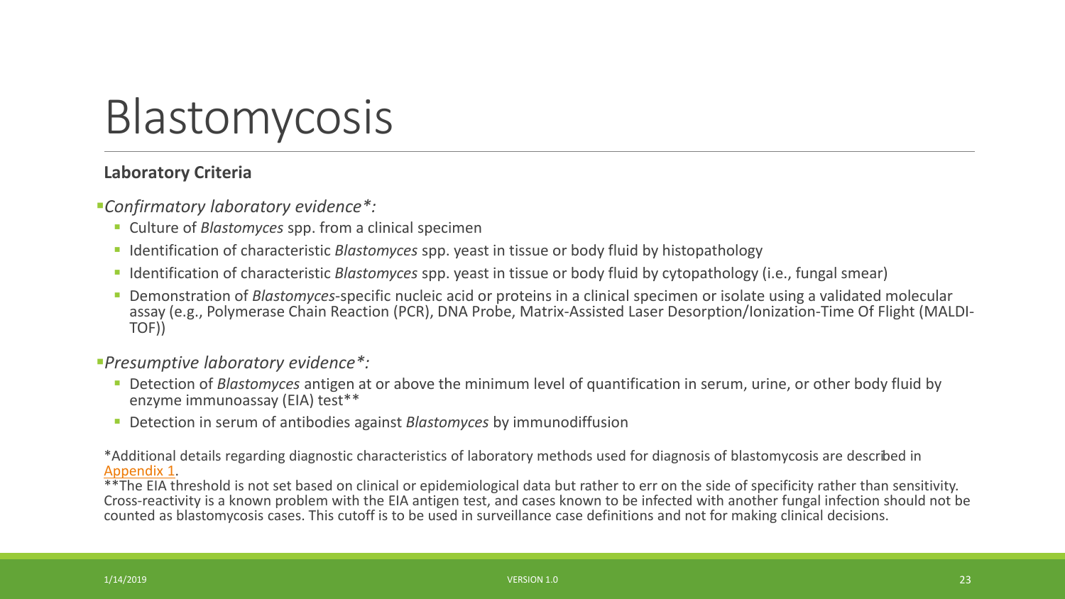# Blastomycosis

**Laboratory Criteria**

- *Confirmatory laboratory evidence\*:*
  - Culture of *Blastomyces* spp. from a clinical specimen
  - Identification of characteristic *Blastomyces* spp. yeast in tissue or body fluid by histopathology
  - Identification of characteristic *Blastomyces* spp. yeast in tissue or body fluid by cytopathology (i.e., fungal smear)
  - Demonstration of *Blastomyces*-specific nucleic acid or proteins in a clinical specimen or isolate using a validated molecular assay (e.g., Polymerase Chain Reaction (PCR), DNA Probe, Matrix-Assisted Laser Desorption/Ionization-Time Of Flight (MALDI-TOF))

- *Presumptive laboratory evidence\*:*
  - Detection of *Blastomyces* antigen at or above the minimum level of quantification in serum, urine, or other body fluid by enzyme immunoassay (EIA) test\*\*
  - Detection in serum of antibodies against *Blastomyces* by immunodiffusion

\*Additional details regarding diagnostic characteristics of laboratory methods used for diagnosis of blastomycosis are described in Appendix 1.

\*\*The EIA threshold is not set based on clinical or epidemiological data but rather to err on the side of specificity rather than sensitivity. Cross-reactivity is a known problem with the EIA antigen test, and cases known to be infected with another fungal infection should not be counted as blastomycosis cases. This cutoff is to be used in surveillance case definitions and not for making clinical decisions.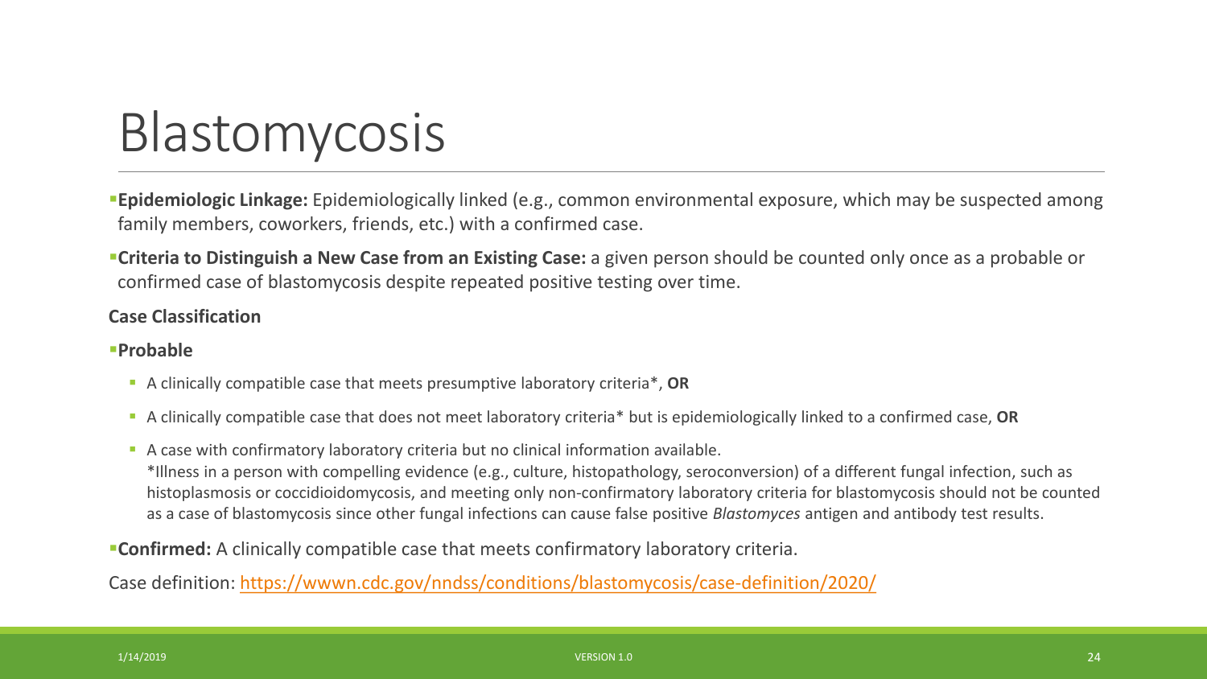# Blastomycosis

- **Epidemiologic Linkage:** Epidemiologically linked (e.g., common environmental exposure, which may be suspected among family members, coworkers, friends, etc.) with a confirmed case.
- **Criteria to Distinguish a New Case from an Existing Case:** a given person should be counted only once as a probable or confirmed case of blastomycosis despite repeated positive testing over time.

**Case Classification**

- **Probable**
  - A clinically compatible case that meets presumptive laboratory criteria*, **OR**
  - A clinically compatible case that does not meet laboratory criteria* but is epidemiologically linked to a confirmed case, **OR**
  - A case with confirmatory laboratory criteria but no clinical information available.
    *Illness in a person with compelling evidence (e.g., culture, histopathology, seroconversion) of a different fungal infection, such as histoplasmosis or coccidioidomycosis, and meeting only non-confirmatory laboratory criteria for blastomycosis should not be counted as a case of blastomycosis since other fungal infections can cause false positive *Blastomyces* antigen and antibody test results.
- **Confirmed:** A clinically compatible case that meets confirmatory laboratory criteria.

Case definition: https://wwwn.cdc.gov/nndss/conditions/blastomycosis/case-definition/2020/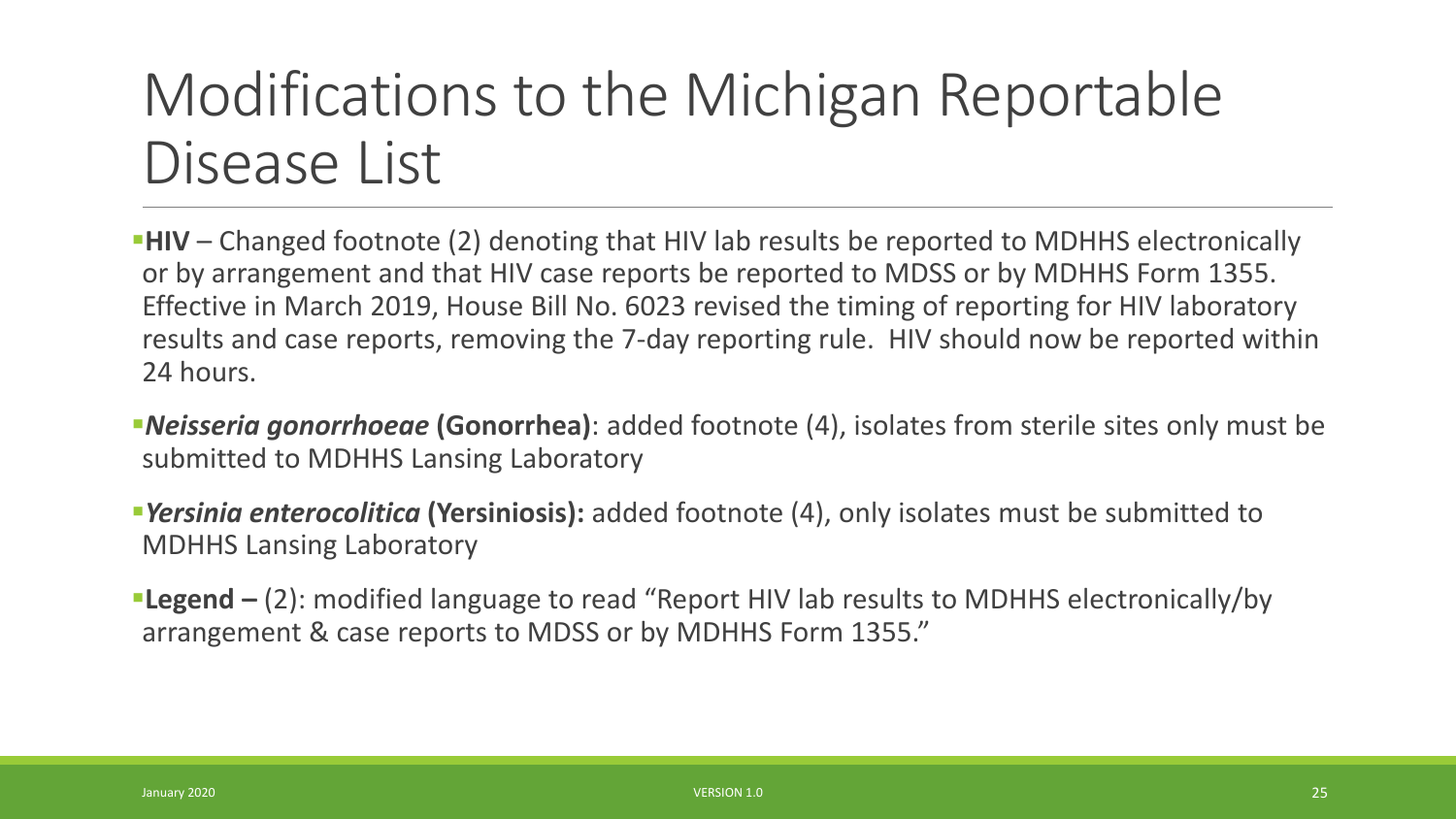# Modifications to the Michigan Reportable Disease List

- **HIV** – Changed footnote (2) denoting that HIV lab results be reported to MDHHS electronically or by arrangement and that HIV case reports be reported to MDSS or by MDHHS Form 1355. Effective in March 2019, House Bill No. 6023 revised the timing of reporting for HIV laboratory results and case reports, removing the 7-day reporting rule. HIV should now be reported within 24 hours.
- ***Neisseria gonorrhoeae* (Gonorrhea)**: added footnote (4), isolates from sterile sites only must be submitted to MDHHS Lansing Laboratory
- ***Yersinia enterocolitica* (Yersiniosis):** added footnote (4), only isolates must be submitted to MDHHS Lansing Laboratory
- **Legend –** (2): modified language to read "Report HIV lab results to MDHHS electronically/by arrangement & case reports to MDSS or by MDHHS Form 1355."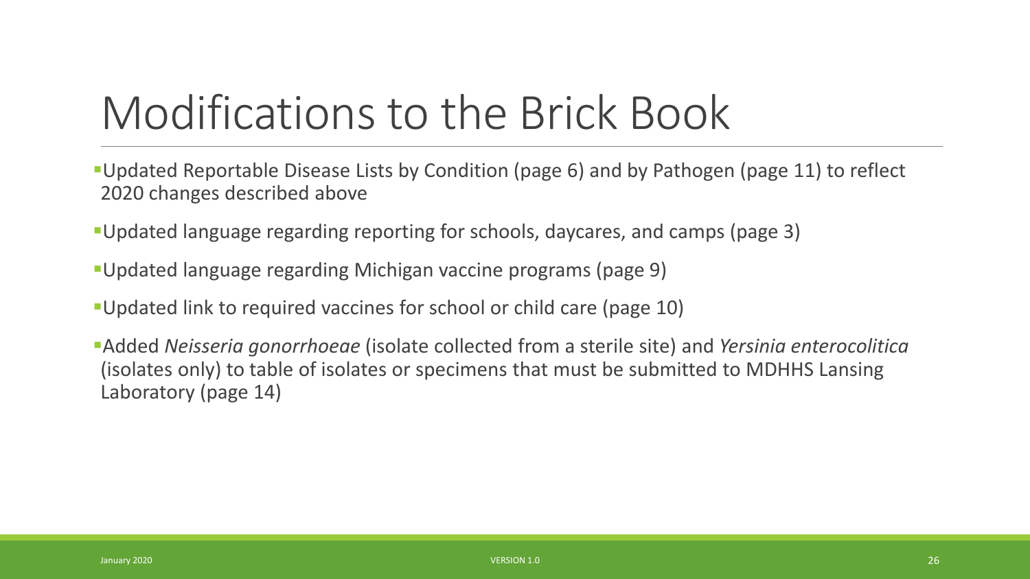# Modifications to the Brick Book

- Updated Reportable Disease Lists by Condition (page 6) and by Pathogen (page 11) to reflect 2020 changes described above
- Updated language regarding reporting for schools, daycares, and camps (page 3)
- Updated language regarding Michigan vaccine programs (page 9)
- Updated link to required vaccines for school or child care (page 10)
- Added *Neisseria gonorrhoeae* (isolate collected from a sterile site) and *Yersinia enterocolitica* (isolates only) to table of isolates or specimens that must be submitted to MDHHS Lansing Laboratory (page 14)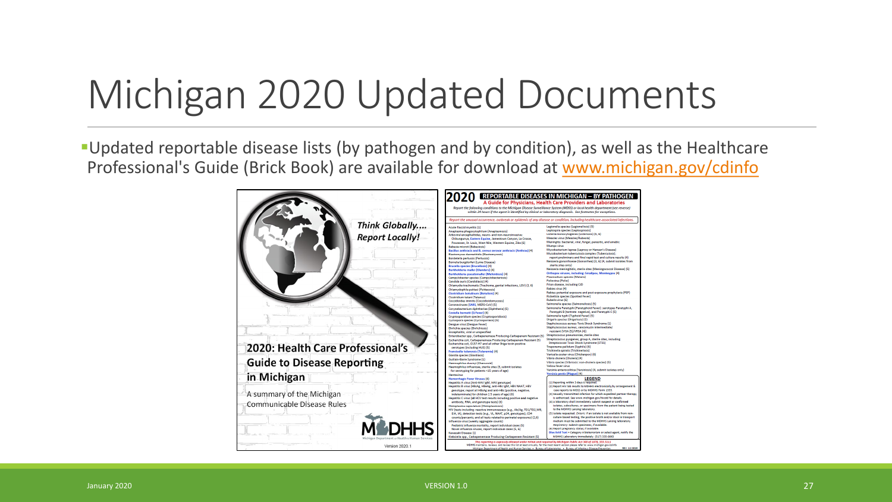# Michigan 2020 Updated Documents

- Updated reportable disease lists (by pathogen and by condition), as well as the Healthcare Professional's Guide (Brick Book) are available for download at www.michigan.gov/cdinfo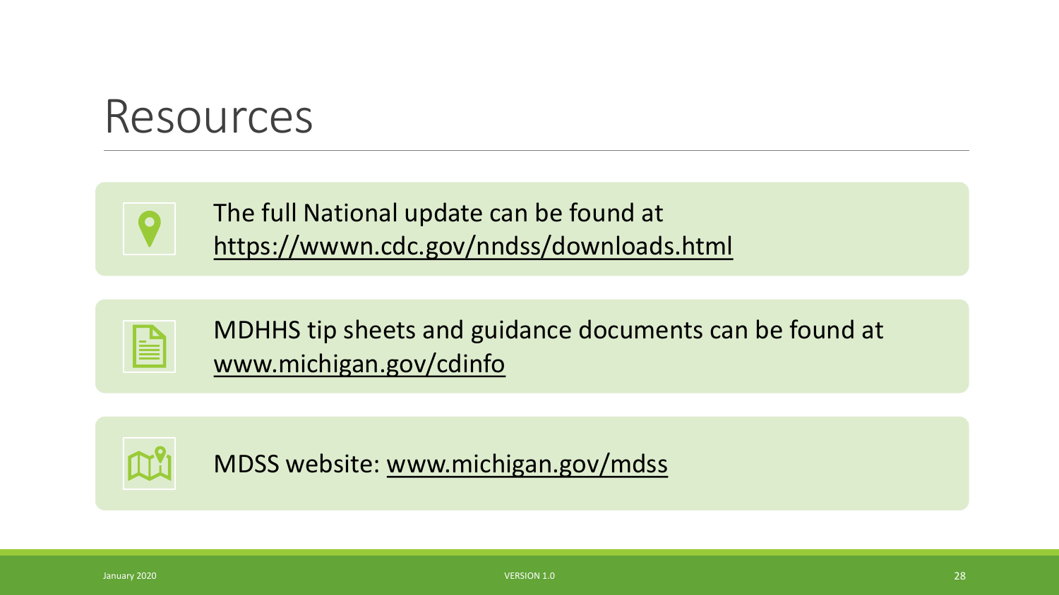# Resources

- The full National update can be found at https://wwwn.cdc.gov/nndss/downloads.html
- MDHHS tip sheets and guidance documents can be found at www.michigan.gov/cdinfo
- MDSS website: www.michigan.gov/mdss